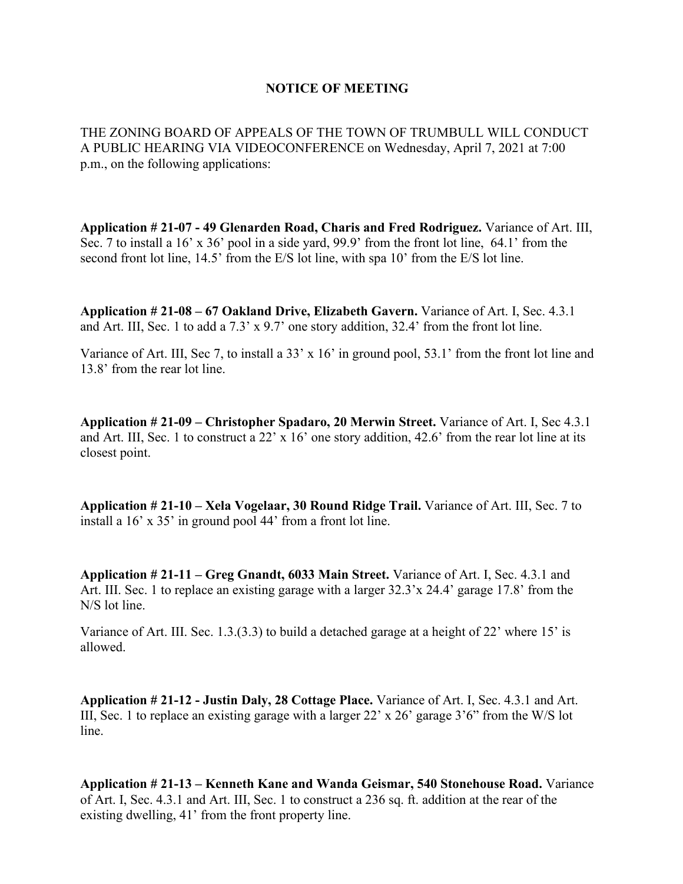# NOTICE OF MEETING

THE ZONING BOARD OF APPEALS OF THE TOWN OF TRUMBULL WILL CONDUCT A PUBLIC HEARING VIA VIDEOCONFERENCE on Wednesday, April 7, 2021 at 7:00 p.m., on the following applications:

**Application # 21-07 - 49 Glenarden Road, Charis and Fred Rodriguez.** Variance of Art. III, Sec. 7 to install a 16' x 36' pool in a side yard, 99.9' from the front lot line, 64.1' from the second front lot line, 14.5' from the E/S lot line, with spa 10' from the E/S lot line.

**Application # 21-08 – 67 Oakland Drive, Elizabeth Gavern.** Variance of Art. I, Sec. 4.3.1 and Art. III, Sec. 1 to add a 7.3' x 9.7' one story addition, 32.4' from the front lot line.

Variance of Art. III, Sec 7, to install a 33' x 16' in ground pool, 53.1' from the front lot line and 13.8' from the rear lot line.

**Application # 21-09 – Christopher Spadaro, 20 Merwin Street.** Variance of Art. I, Sec 4.3.1 and Art. III, Sec. 1 to construct a 22' x 16' one story addition, 42.6' from the rear lot line at its closest point.

**Application # 21-10 – Xela Vogelaar, 30 Round Ridge Trail.** Variance of Art. III, Sec. 7 to install a 16' x 35' in ground pool 44' from a front lot line.

**Application # 21-11 – Greg Gnandt, 6033 Main Street.** Variance of Art. I, Sec. 4.3.1 and Art. III. Sec. 1 to replace an existing garage with a larger 32.3'x 24.4' garage 17.8' from the N/S lot line.

Variance of Art. III. Sec. 1.3.(3.3) to build a detached garage at a height of 22' where 15' is allowed.

**Application # 21-12 - Justin Daly, 28 Cottage Place.** Variance of Art. I, Sec. 4.3.1 and Art. III, Sec. 1 to replace an existing garage with a larger 22' x 26' garage 3'6" from the W/S lot line.

**Application # 21-13 – Kenneth Kane and Wanda Geismar, 540 Stonehouse Road.** Variance of Art. I, Sec. 4.3.1 and Art. III, Sec. 1 to construct a 236 sq. ft. addition at the rear of the existing dwelling, 41' from the front property line.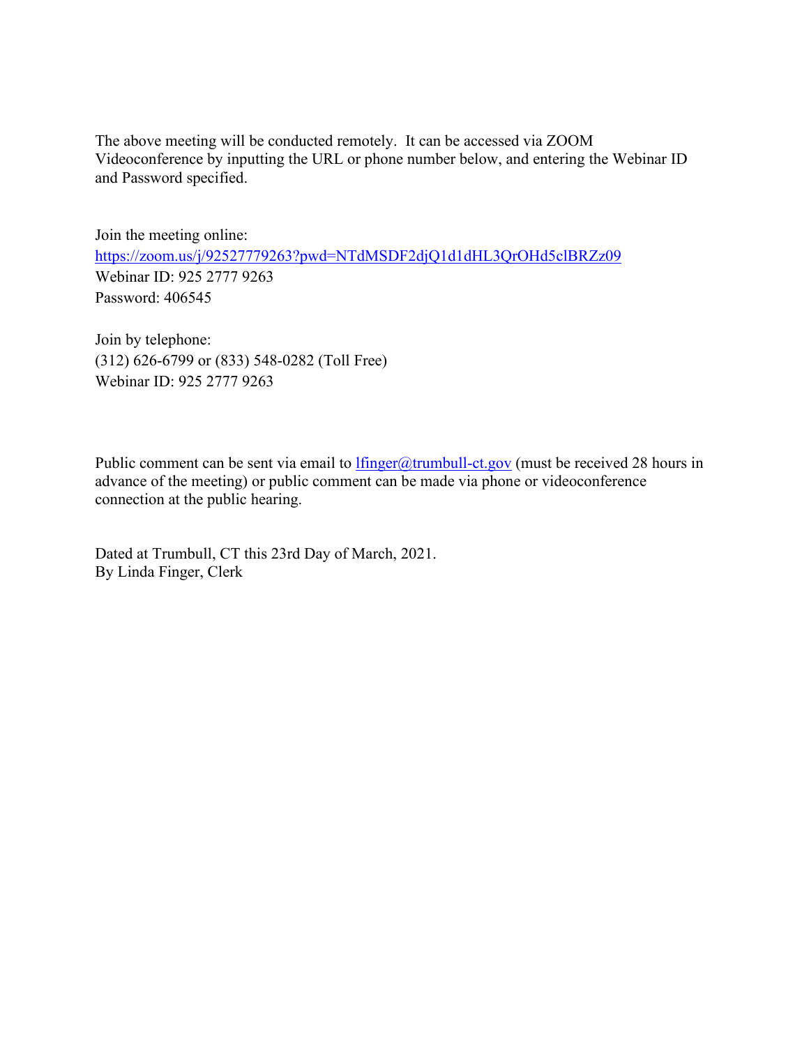The above meeting will be conducted remotely. It can be accessed via ZOOM Videoconference by inputting the URL or phone number below, and entering the Webinar ID and Password specified.

Join the meeting online:
https://zoom.us/j/92527779263?pwd=NTdMSDF2djQ1d1dHL3QrOHd5clBRZz09
Webinar ID: 925 2777 9263
Password: 406545

Join by telephone:
(312) 626-6799 or (833) 548-0282 (Toll Free)
Webinar ID: 925 2777 9263

Public comment can be sent via email to lfinger@trumbull-ct.gov (must be received 28 hours in advance of the meeting) or public comment can be made via phone or videoconference connection at the public hearing.

Dated at Trumbull, CT this 23rd Day of March, 2021.
By Linda Finger, Clerk